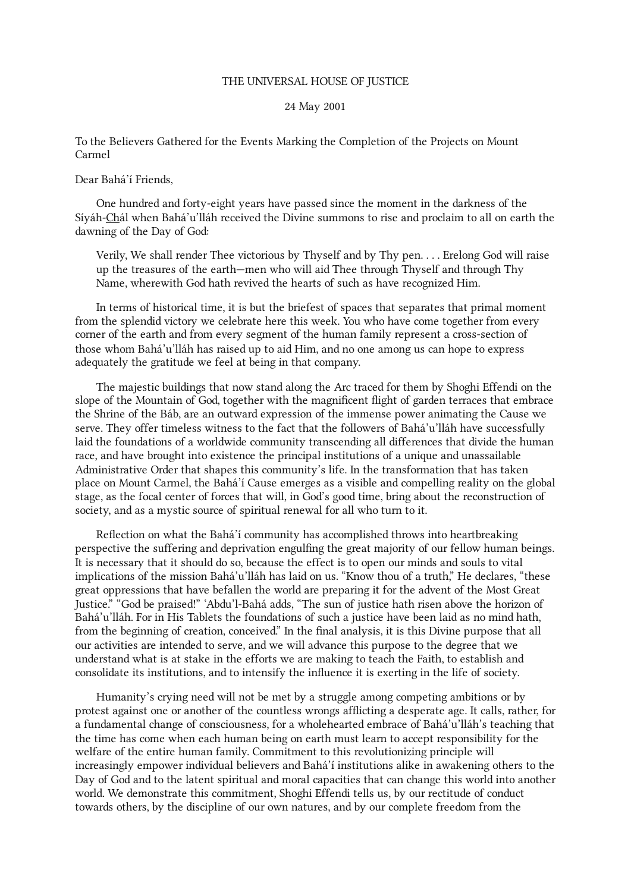THE UNIVERSAL HOUSE OF JUSTICE

24 May 2001

To the Believers Gathered for the Events Marking the Completion of the Projects on Mount Carmel

Dear Bahá'í Friends,

One hundred and forty-eight years have passed since the moment in the darkness of the Síyáh-Chál when Bahá'u'lláh received the Divine summons to rise and proclaim to all on earth the dawning of the Day of God:

> Verily, We shall render Thee victorious by Thyself and by Thy pen. . . . Erelong God will raise up the treasures of the earth—men who will aid Thee through Thyself and through Thy Name, wherewith God hath revived the hearts of such as have recognized Him.

In terms of historical time, it is but the briefest of spaces that separates that primal moment from the splendid victory we celebrate here this week. You who have come together from every corner of the earth and from every segment of the human family represent a cross-section of those whom Bahá'u'lláh has raised up to aid Him, and no one among us can hope to express adequately the gratitude we feel at being in that company.

The majestic buildings that now stand along the Arc traced for them by Shoghi Effendi on the slope of the Mountain of God, together with the magnificent flight of garden terraces that embrace the Shrine of the Báb, are an outward expression of the immense power animating the Cause we serve. They offer timeless witness to the fact that the followers of Bahá'u'lláh have successfully laid the foundations of a worldwide community transcending all differences that divide the human race, and have brought into existence the principal institutions of a unique and unassailable Administrative Order that shapes this community's life. In the transformation that has taken place on Mount Carmel, the Bahá'í Cause emerges as a visible and compelling reality on the global stage, as the focal center of forces that will, in God's good time, bring about the reconstruction of society, and as a mystic source of spiritual renewal for all who turn to it.

Reflection on what the Bahá'í community has accomplished throws into heartbreaking perspective the suffering and deprivation engulfing the great majority of our fellow human beings. It is necessary that it should do so, because the effect is to open our minds and souls to vital implications of the mission Bahá'u'lláh has laid on us. "Know thou of a truth," He declares, "these great oppressions that have befallen the world are preparing it for the advent of the Most Great Justice." "God be praised!" 'Abdu'l-Bahá adds, "The sun of justice hath risen above the horizon of Bahá'u'lláh. For in His Tablets the foundations of such a justice have been laid as no mind hath, from the beginning of creation, conceived." In the final analysis, it is this Divine purpose that all our activities are intended to serve, and we will advance this purpose to the degree that we understand what is at stake in the efforts we are making to teach the Faith, to establish and consolidate its institutions, and to intensify the influence it is exerting in the life of society.

Humanity's crying need will not be met by a struggle among competing ambitions or by protest against one or another of the countless wrongs afflicting a desperate age. It calls, rather, for a fundamental change of consciousness, for a wholehearted embrace of Bahá'u'lláh's teaching that the time has come when each human being on earth must learn to accept responsibility for the welfare of the entire human family. Commitment to this revolutionizing principle will increasingly empower individual believers and Bahá'í institutions alike in awakening others to the Day of God and to the latent spiritual and moral capacities that can change this world into another world. We demonstrate this commitment, Shoghi Effendi tells us, by our rectitude of conduct towards others, by the discipline of our own natures, and by our complete freedom from the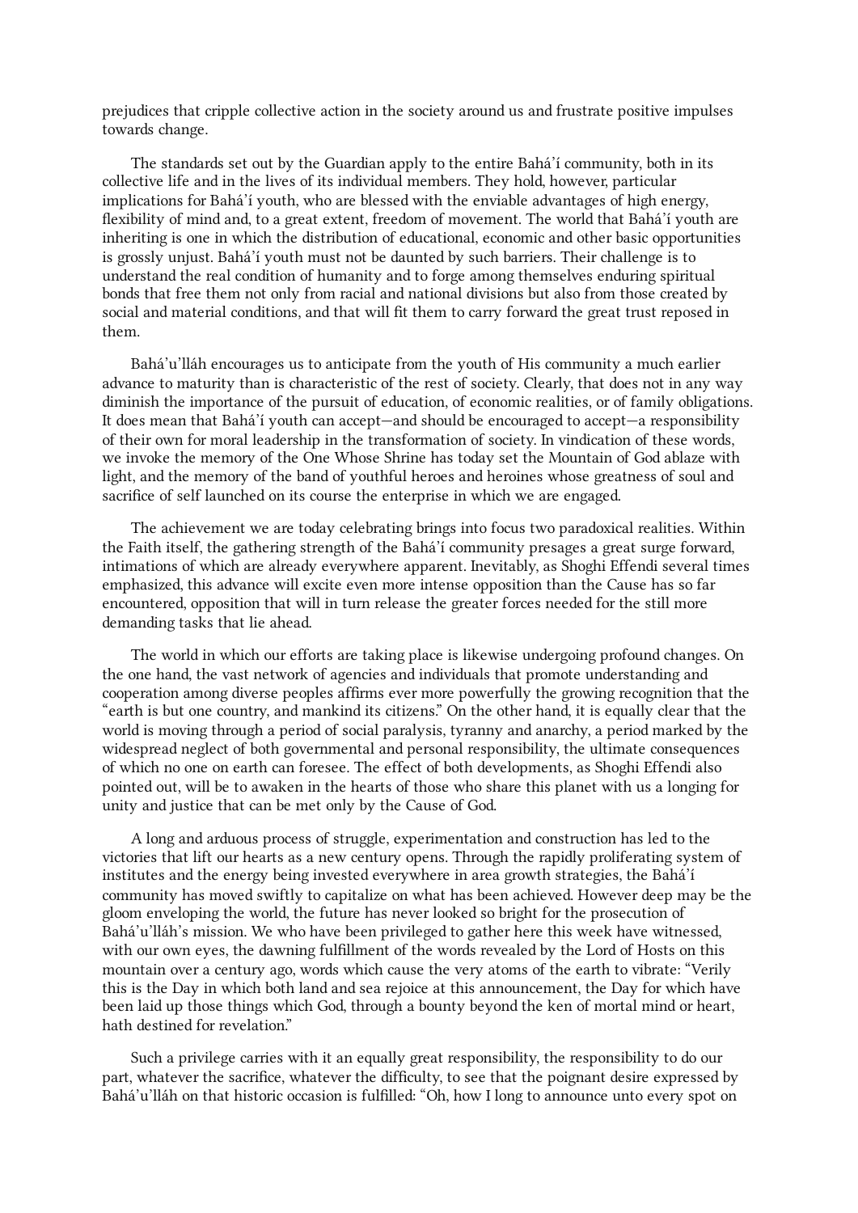prejudices that cripple collective action in the society around us and frustrate positive impulses towards change.

The standards set out by the Guardian apply to the entire Bahá'í community, both in its collective life and in the lives of its individual members. They hold, however, particular implications for Bahá'í youth, who are blessed with the enviable advantages of high energy, flexibility of mind and, to a great extent, freedom of movement. The world that Bahá'í youth are inheriting is one in which the distribution of educational, economic and other basic opportunities is grossly unjust. Bahá'í youth must not be daunted by such barriers. Their challenge is to understand the real condition of humanity and to forge among themselves enduring spiritual bonds that free them not only from racial and national divisions but also from those created by social and material conditions, and that will fit them to carry forward the great trust reposed in them.

Bahá'u'lláh encourages us to anticipate from the youth of His community a much earlier advance to maturity than is characteristic of the rest of society. Clearly, that does not in any way diminish the importance of the pursuit of education, of economic realities, or of family obligations. It does mean that Bahá'í youth can accept—and should be encouraged to accept—a responsibility of their own for moral leadership in the transformation of society. In vindication of these words, we invoke the memory of the One Whose Shrine has today set the Mountain of God ablaze with light, and the memory of the band of youthful heroes and heroines whose greatness of soul and sacrifice of self launched on its course the enterprise in which we are engaged.

The achievement we are today celebrating brings into focus two paradoxical realities. Within the Faith itself, the gathering strength of the Bahá'í community presages a great surge forward, intimations of which are already everywhere apparent. Inevitably, as Shoghi Effendi several times emphasized, this advance will excite even more intense opposition than the Cause has so far encountered, opposition that will in turn release the greater forces needed for the still more demanding tasks that lie ahead.

The world in which our efforts are taking place is likewise undergoing profound changes. On the one hand, the vast network of agencies and individuals that promote understanding and cooperation among diverse peoples affirms ever more powerfully the growing recognition that the "earth is but one country, and mankind its citizens." On the other hand, it is equally clear that the world is moving through a period of social paralysis, tyranny and anarchy, a period marked by the widespread neglect of both governmental and personal responsibility, the ultimate consequences of which no one on earth can foresee. The effect of both developments, as Shoghi Effendi also pointed out, will be to awaken in the hearts of those who share this planet with us a longing for unity and justice that can be met only by the Cause of God.

A long and arduous process of struggle, experimentation and construction has led to the victories that lift our hearts as a new century opens. Through the rapidly proliferating system of institutes and the energy being invested everywhere in area growth strategies, the Bahá'í community has moved swiftly to capitalize on what has been achieved. However deep may be the gloom enveloping the world, the future has never looked so bright for the prosecution of Bahá'u'lláh's mission. We who have been privileged to gather here this week have witnessed, with our own eyes, the dawning fulfillment of the words revealed by the Lord of Hosts on this mountain over a century ago, words which cause the very atoms of the earth to vibrate: "Verily this is the Day in which both land and sea rejoice at this announcement, the Day for which have been laid up those things which God, through a bounty beyond the ken of mortal mind or heart, hath destined for revelation."

Such a privilege carries with it an equally great responsibility, the responsibility to do our part, whatever the sacrifice, whatever the difficulty, to see that the poignant desire expressed by Bahá'u'lláh on that historic occasion is fulfilled: "Oh, how I long to announce unto every spot on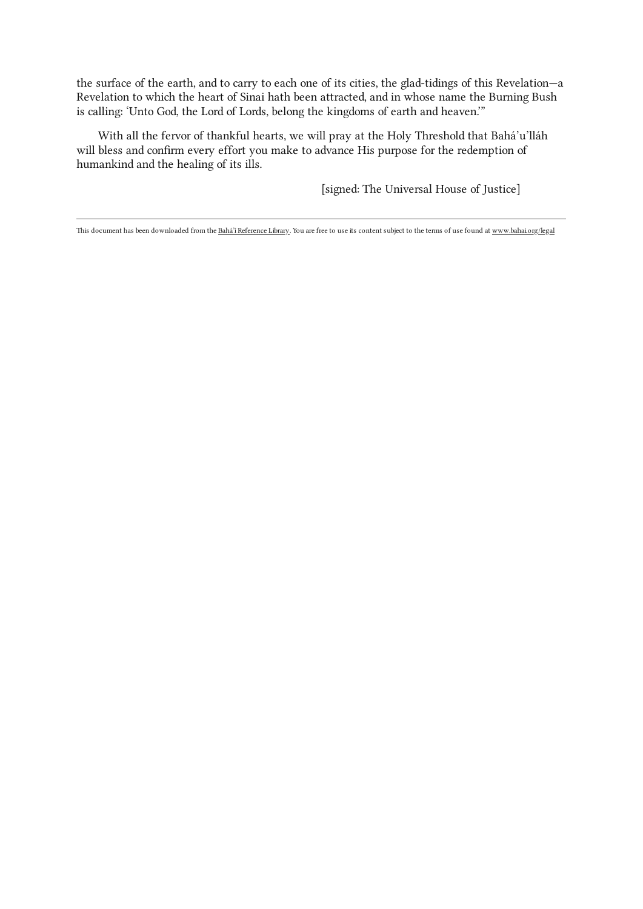the surface of the earth, and to carry to each one of its cities, the glad-tidings of this Revelation—a Revelation to which the heart of Sinai hath been attracted, and in whose name the Burning Bush is calling: 'Unto God, the Lord of Lords, belong the kingdoms of earth and heaven.'"

With all the fervor of thankful hearts, we will pray at the Holy Threshold that Bahá'u'lláh will bless and confirm every effort you make to advance His purpose for the redemption of humankind and the healing of its ills.

[signed: The Universal House of Justice]

---

This document has been downloaded from the Bahá'í Reference Library. You are free to use its content subject to the terms of use found at www.bahai.org/legal